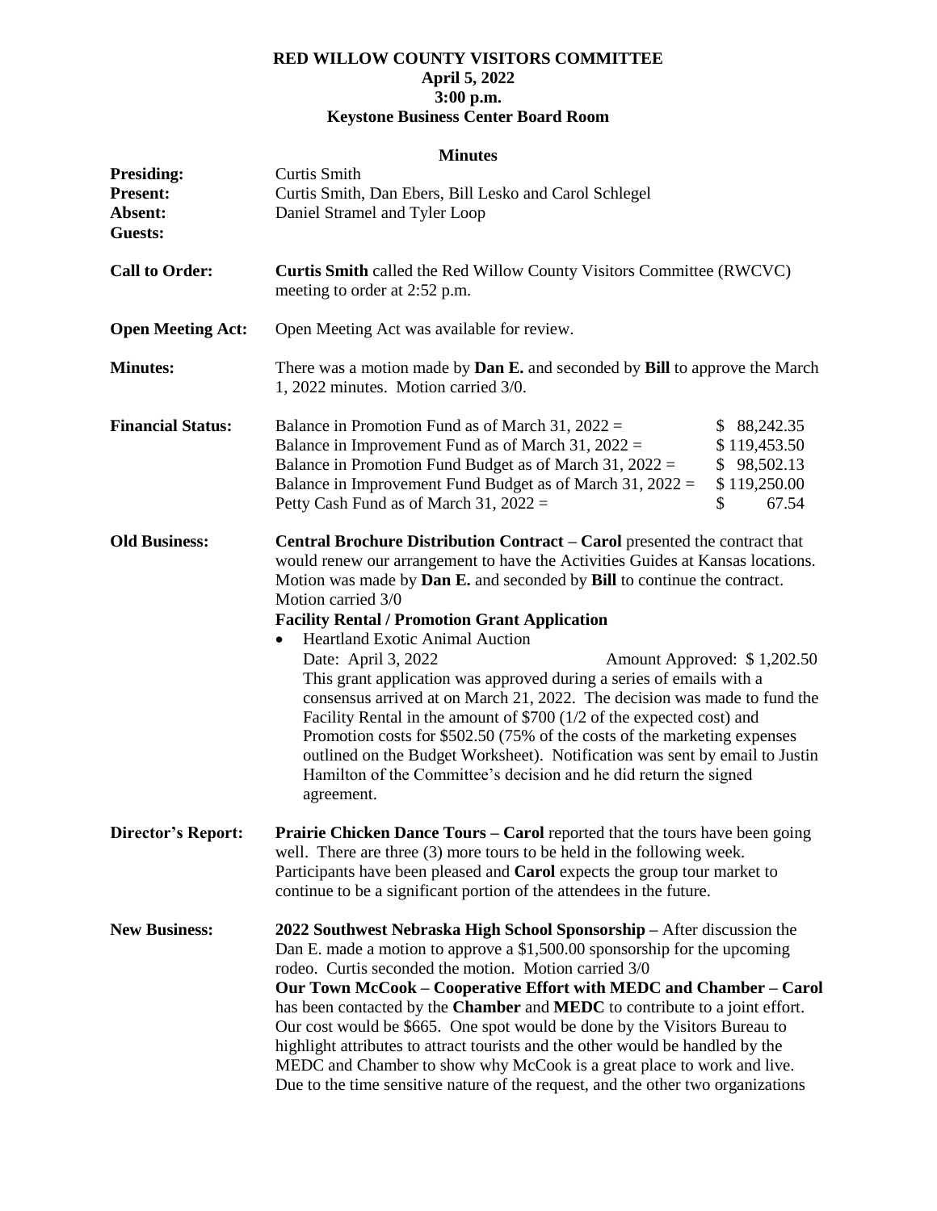# RED WILLOW COUNTY VISITORS COMMITTEE
**April 5, 2022**
**3:00 p.m.**
**Keystone Business Center Board Room**

**Minutes**

**Presiding:** Curtis Smith
**Present:** Curtis Smith, Dan Ebers, Bill Lesko and Carol Schlegel
**Absent:** Daniel Stramel and Tyler Loop
**Guests:**

**Call to Order:** **Curtis Smith** called the Red Willow County Visitors Committee (RWCVC) meeting to order at 2:52 p.m.

**Open Meeting Act:** Open Meeting Act was available for review.

**Minutes:** There was a motion made by **Dan E.** and seconded by **Bill** to approve the March 1, 2022 minutes. Motion carried 3/0.

**Financial Status:**

| | |
|---|---|
| Balance in Promotion Fund as of March 31, 2022 = | $ 88,242.35 |
| Balance in Improvement Fund as of March 31, 2022 = | $ 119,453.50 |
| Balance in Promotion Fund Budget as of March 31, 2022 = | $ 98,502.13 |
| Balance in Improvement Fund Budget as of March 31, 2022 = | $ 119,250.00 |
| Petty Cash Fund as of March 31, 2022 = | $ 67.54 |

**Old Business:** **Central Brochure Distribution Contract – Carol** presented the contract that would renew our arrangement to have the Activities Guides at Kansas locations. Motion was made by **Dan E.** and seconded by **Bill** to continue the contract. Motion carried 3/0

**Facility Rental / Promotion Grant Application**

- Heartland Exotic Animal Auction

  Date: April 3, 2022 Amount Approved: $ 1,202.50

  This grant application was approved during a series of emails with a consensus arrived at on March 21, 2022. The decision was made to fund the Facility Rental in the amount of $700 (1/2 of the expected cost) and Promotion costs for $502.50 (75% of the costs of the marketing expenses outlined on the Budget Worksheet). Notification was sent by email to Justin Hamilton of the Committee's decision and he did return the signed agreement.

**Director's Report:** **Prairie Chicken Dance Tours – Carol** reported that the tours have been going well. There are three (3) more tours to be held in the following week. Participants have been pleased and **Carol** expects the group tour market to continue to be a significant portion of the attendees in the future.

**New Business:** **2022 Southwest Nebraska High School Sponsorship –** After discussion the Dan E. made a motion to approve a $1,500.00 sponsorship for the upcoming rodeo. Curtis seconded the motion. Motion carried 3/0

**Our Town McCook – Cooperative Effort with MEDC and Chamber – Carol** has been contacted by the **Chamber** and **MEDC** to contribute to a joint effort. Our cost would be $665. One spot would be done by the Visitors Bureau to highlight attributes to attract tourists and the other would be handled by the MEDC and Chamber to show why McCook is a great place to work and live. Due to the time sensitive nature of the request, and the other two organizations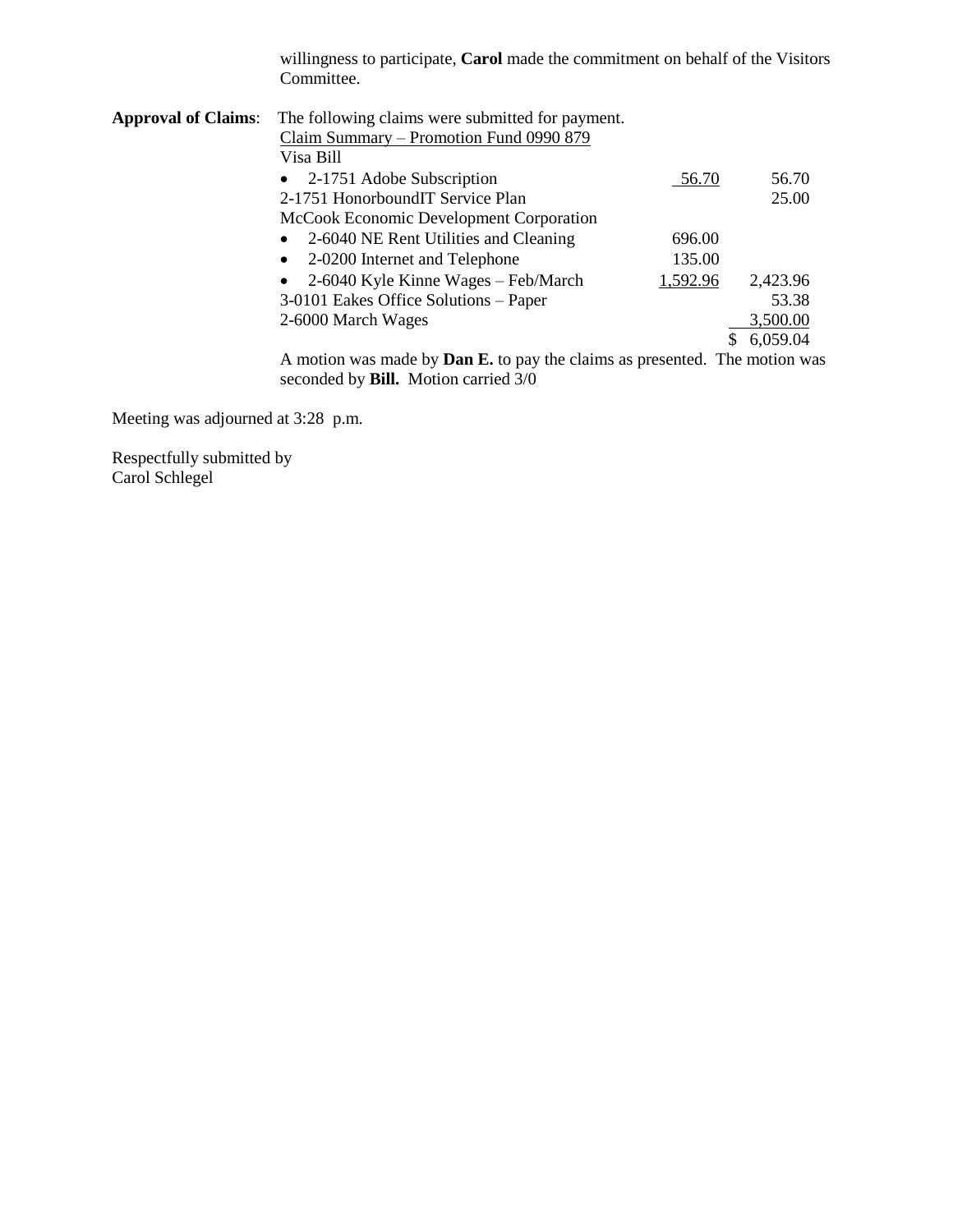willingness to participate, **Carol** made the commitment on behalf of the Visitors Committee.

**Approval of Claims**: The following claims were submitted for payment.

Claim Summary – Promotion Fund 0990 879

| | | |
|---|---|---|
| Visa Bill | | |
| • 2-1751 Adobe Subscription | 56.70 | 56.70 |
| 2-1751 HonorboundIT Service Plan | | 25.00 |
| McCook Economic Development Corporation | | |
| • 2-6040 NE Rent Utilities and Cleaning | 696.00 | |
| • 2-0200 Internet and Telephone | 135.00 | |
| • 2-6040 Kyle Kinne Wages – Feb/March | 1,592.96 | 2,423.96 |
| 3-0101 Eakes Office Solutions – Paper | | 53.38 |
| 2-6000 March Wages | | 3,500.00 |
| | | $ 6,059.04 |

A motion was made by **Dan E.** to pay the claims as presented. The motion was seconded by **Bill.** Motion carried 3/0

Meeting was adjourned at 3:28 p.m.

Respectfully submitted by
Carol Schlegel